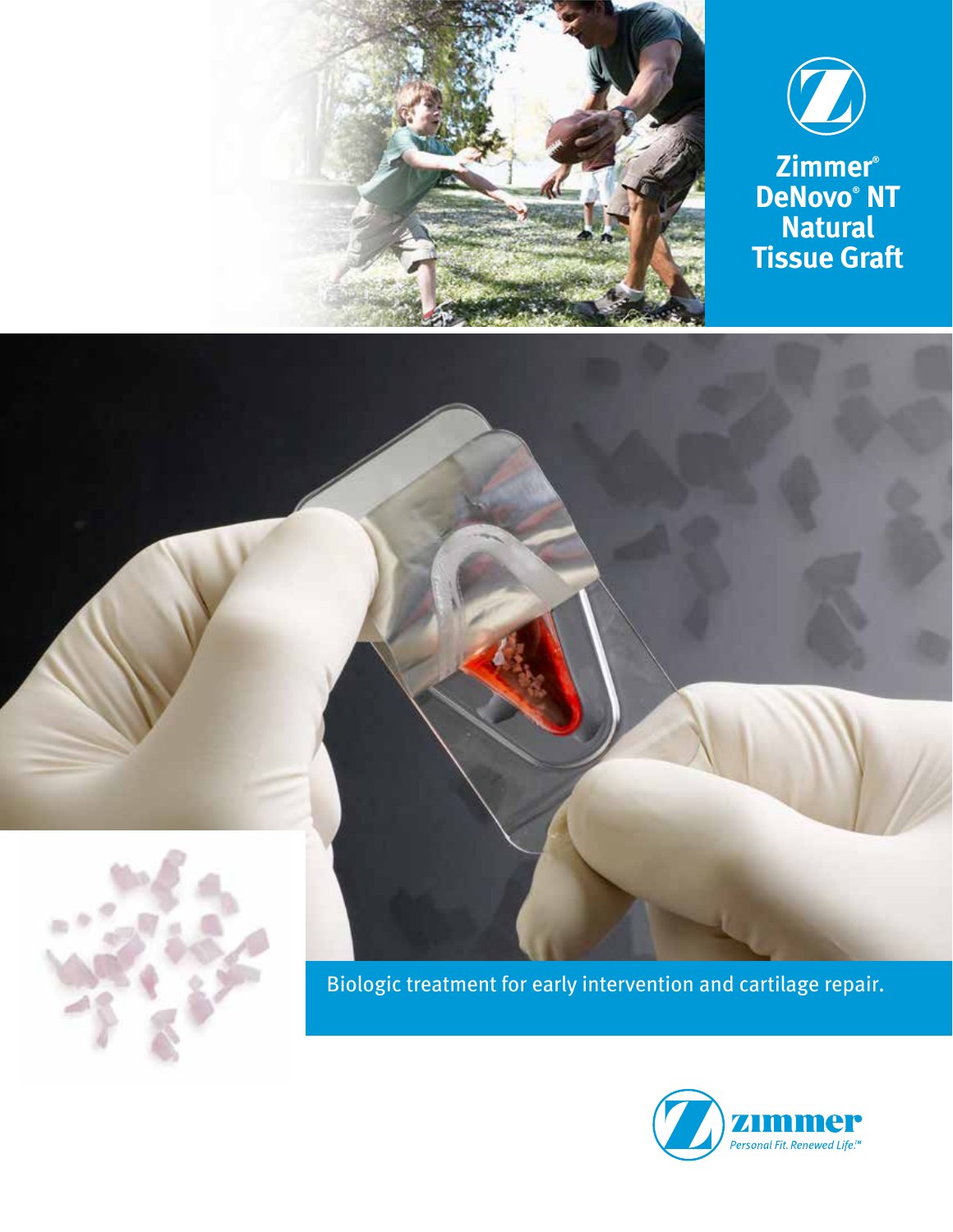# Zimmer® DeNovo® NT Natural Tissue Graft

Biologic treatment for early intervention and cartilage repair.

zimmer

*Personal Fit. Renewed Life.™*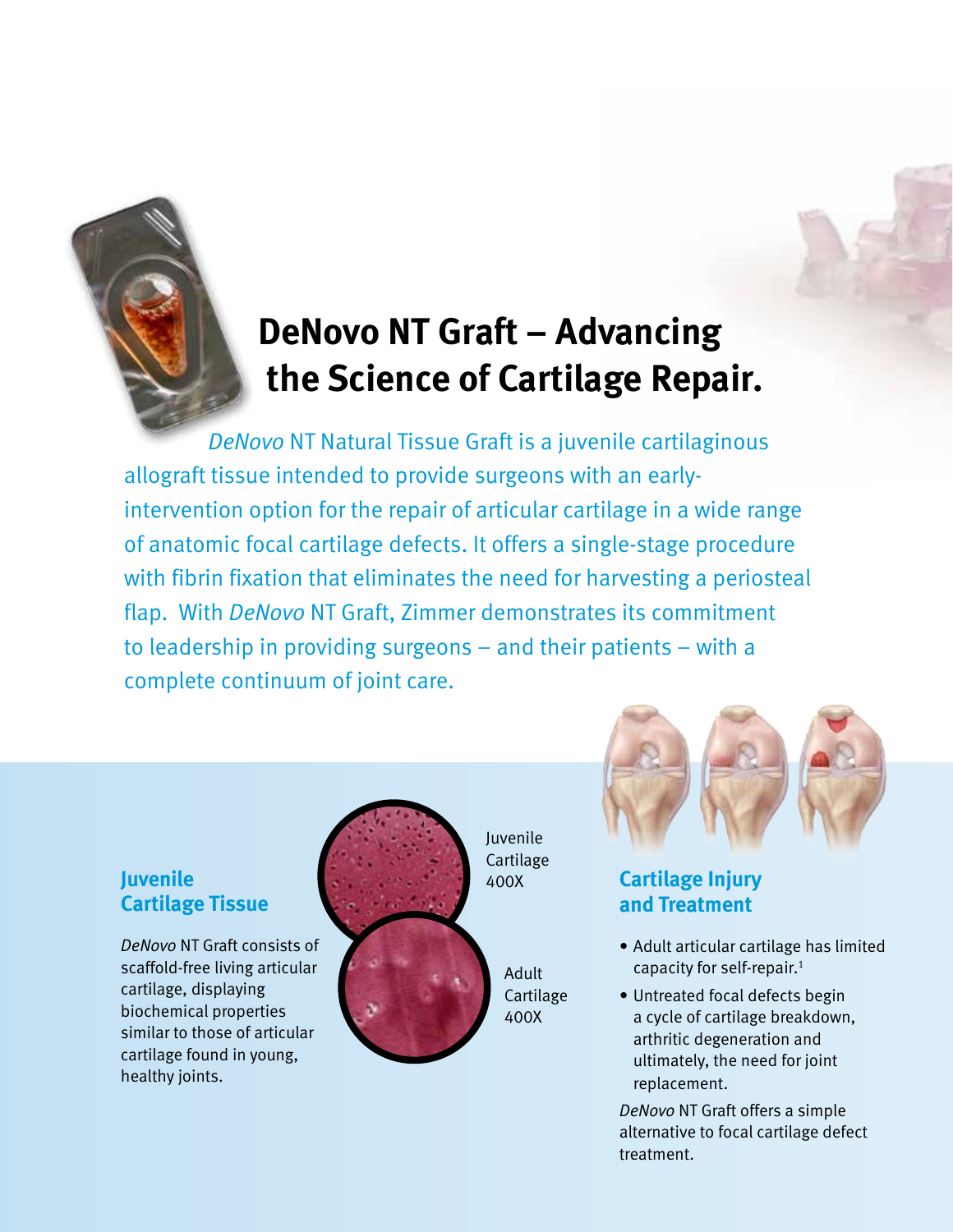# DeNovo NT Graft – Advancing the Science of Cartilage Repair.

*DeNovo* NT Natural Tissue Graft is a juvenile cartilaginous allograft tissue intended to provide surgeons with an early-intervention option for the repair of articular cartilage in a wide range of anatomic focal cartilage defects. It offers a single-stage procedure with fibrin fixation that eliminates the need for harvesting a periosteal flap. With *DeNovo* NT Graft, Zimmer demonstrates its commitment to leadership in providing surgeons – and their patients – with a complete continuum of joint care.

## Juvenile Cartilage Tissue

*DeNovo* NT Graft consists of scaffold-free living articular cartilage, displaying biochemical properties similar to those of articular cartilage found in young, healthy joints.

Juvenile Cartilage 400X

Adult Cartilage 400X

## Cartilage Injury and Treatment

- Adult articular cartilage has limited capacity for self-repair.[1]
- Untreated focal defects begin a cycle of cartilage breakdown, arthritic degeneration and ultimately, the need for joint replacement.

*DeNovo* NT Graft offers a simple alternative to focal cartilage defect treatment.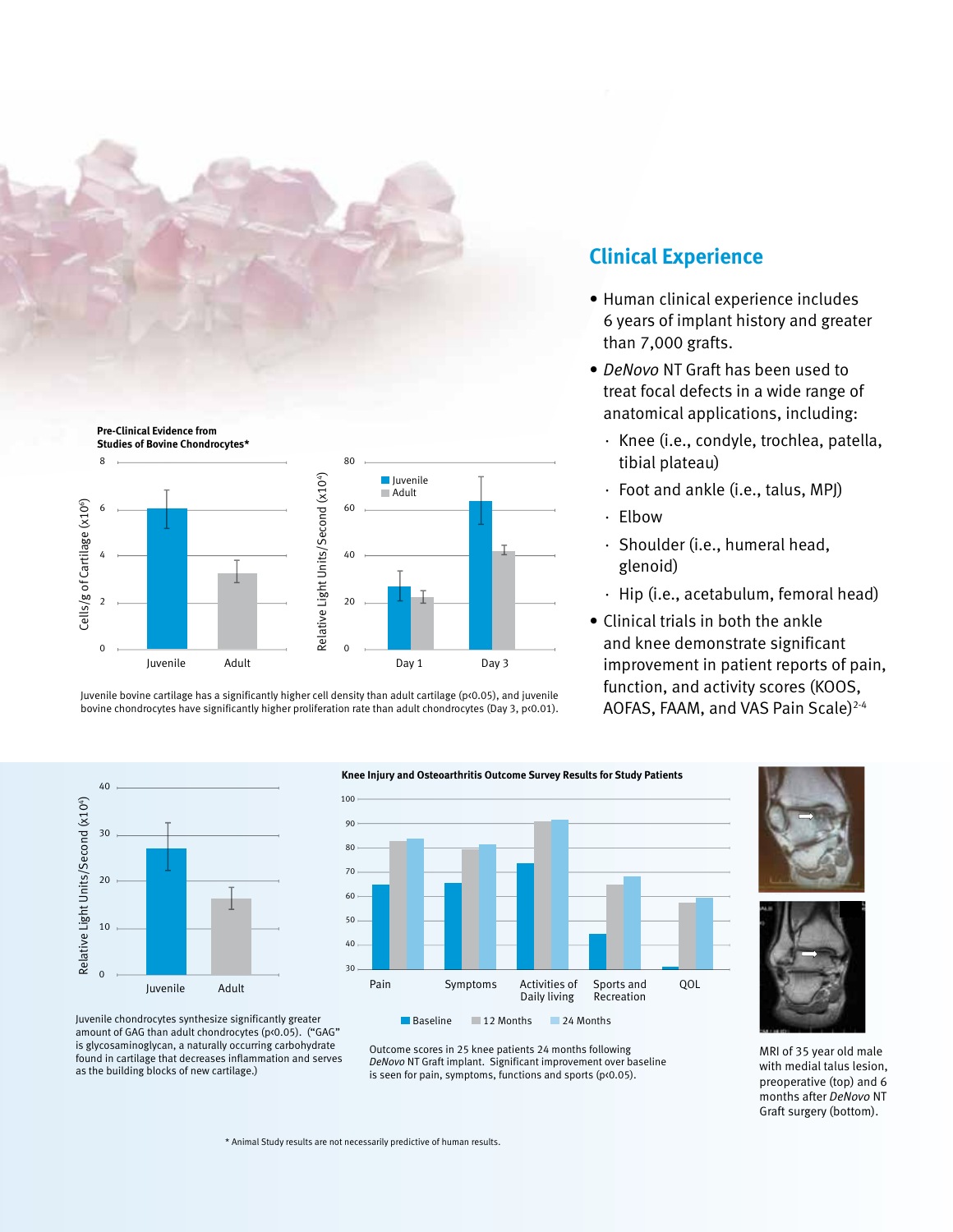## Clinical Experience

- Human clinical experience includes 6 years of implant history and greater than 7,000 grafts.
- *DeNovo* NT Graft has been used to treat focal defects in a wide range of anatomical applications, including:
  - Knee (i.e., condyle, trochlea, patella, tibial plateau)
  - Foot and ankle (i.e., talus, MPJ)
  - Elbow
  - Shoulder (i.e., humeral head, glenoid)
  - Hip (i.e., acetabulum, femoral head)
- Clinical trials in both the ankle and knee demonstrate significant improvement in patient reports of pain, function, and activity scores (KOOS, AOFAS, FAAM, and VAS Pain Scale)[2-4]

**Pre-Clinical Evidence from Studies of Bovine Chondrocytes***

Juvenile bovine cartilage has a significantly higher cell density than adult cartilage ($p<0.05$), and juvenile bovine chondrocytes have significantly higher proliferation rate than adult chondrocytes (Day 3, $p<0.01$).

Juvenile chondrocytes synthesize significantly greater amount of GAG than adult chondrocytes ($p<0.05$). ("GAG" is glycosaminoglycan, a naturally occurring carbohydrate found in cartilage that decreases inflammation and serves as the building blocks of new cartilage.)

**Knee Injury and Osteoarthritis Outcome Survey Results for Study Patients**

Outcome scores in 25 knee patients 24 months following *DeNovo* NT Graft implant. Significant improvement over baseline is seen for pain, symptoms, functions and sports ($p<0.05$).

MRI of 35 year old male with medial talus lesion, preoperative (top) and 6 months after *DeNovo* NT Graft surgery (bottom).

\* Animal Study results are not necessarily predictive of human results.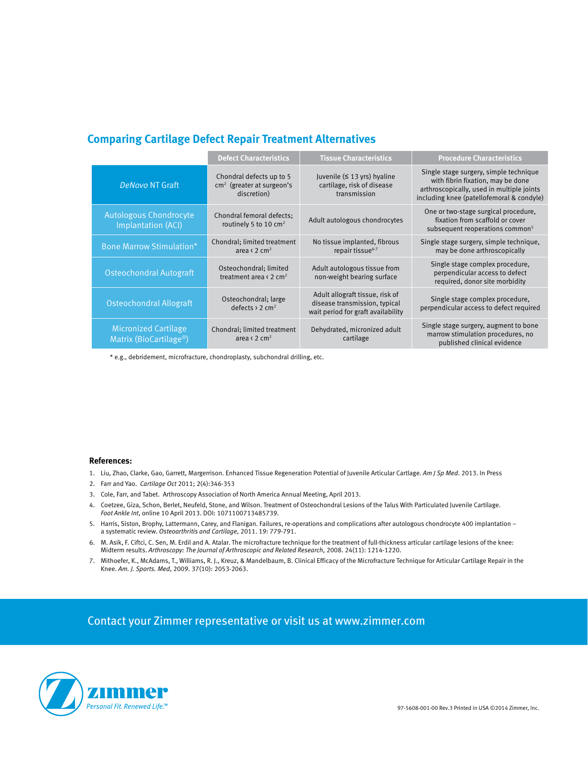## Comparing Cartilage Defect Repair Treatment Alternatives

| | Defect Characteristics | Tissue Characteristics | Procedure Characteristics |
|---|---|---|---|
| *DeNovo* NT Graft | Chondral defects up to 5 $cm^2$ (greater at surgeon's discretion) | Juvenile (≤ 13 yrs) hyaline cartilage, risk of disease transmission | Single stage surgery, simple technique with fibrin fixation, may be done arthroscopically, used in multiple joints including knee (patellofemoral & condyle) |
| Autologous Chondrocyte Implantation (ACI) | Chondral femoral defects; routinely 5 to 10 $cm^2$ | Adult autologous chondrocytes | One or two-stage surgical procedure, fixation from scaffold or cover subsequent reoperations common[5] |
| Bone Marrow Stimulation* | Chondral; limited treatment area < 2 $cm^2$ | No tissue implanted, fibrous repair tissue[6-7] | Single stage surgery, simple technique, may be done arthroscopically |
| Osteochondral Autograft | Osteochondral; limited treatment area < 2 $cm^2$ | Adult autologous tissue from non-weight bearing surface | Single stage complex procedure, perpendicular access to defect required, donor site morbidity |
| Osteochondral Allograft | Osteochondral; large defects > 2 $cm^2$ | Adult allograft tissue, risk of disease transmission, typical wait period for graft availability | Single stage complex procedure, perpendicular access to defect required |
| Micronized Cartilage Matrix (BioCartilage®) | Chondral; limited treatment area < 2 $cm^2$ | Dehydrated, micronized adult cartilage | Single stage surgery, augment to bone marrow stimulation procedures, no published clinical evidence |

* e.g., debridement, microfracture, chondroplasty, subchondral drilling, etc.

**References:**

1. Liu, Zhao, Clarke, Gao, Garrett, Margerrison. Enhanced Tissue Regeneration Potential of Juvenile Articular Cartlage. *Am J Sp Med*. 2013. In Press
2. Farr and Yao. *Cartilage Oct* 2011; 2(4):346-353
3. Cole, Farr, and Tabet. Arthroscopy Association of North America Annual Meeting, April 2013.
4. Coetzee, Giza, Schon, Berlet, Neufeld, Stone, and Wilson. Treatment of Osteochondral Lesions of the Talus With Particulated Juvenile Cartilage. *Foot Ankle Int*, online 10 April 2013. DOI: 1071100713485739.
5. Harris, Siston, Brophy, Lattermann, Carey, and Flanigan. Failures, re-operations and complications after autologous chondrocyte 400 implantation – a systematic review. *Osteoarthritis and Cartilage*, 2011. 19: 779-791.
6. M. Asik, F. Ciftci, C. Sen, M. Erdil and A. Atalar. The microfracture technique for the treatment of full-thickness articular cartilage lesions of the knee: Midterm results. *Arthroscopy: The Journal of Arthroscopic and Related Research*, 2008. 24(11): 1214-1220.
7. Mithoefer, K., McAdams, T., Williams, R. J., Kreuz, & Mandelbaum, B. Clinical Efficacy of the Microfracture Technique for Articular Cartilage Repair in the Knee. *Am. J. Sports. Med*, 2009. 37(10): 2053-2063.

Contact your Zimmer representative or visit us at www.zimmer.com

zimmer
Personal Fit. Renewed Life.™

97-5608-001-00 Rev.3 Printed in USA ©2014 Zimmer, Inc.